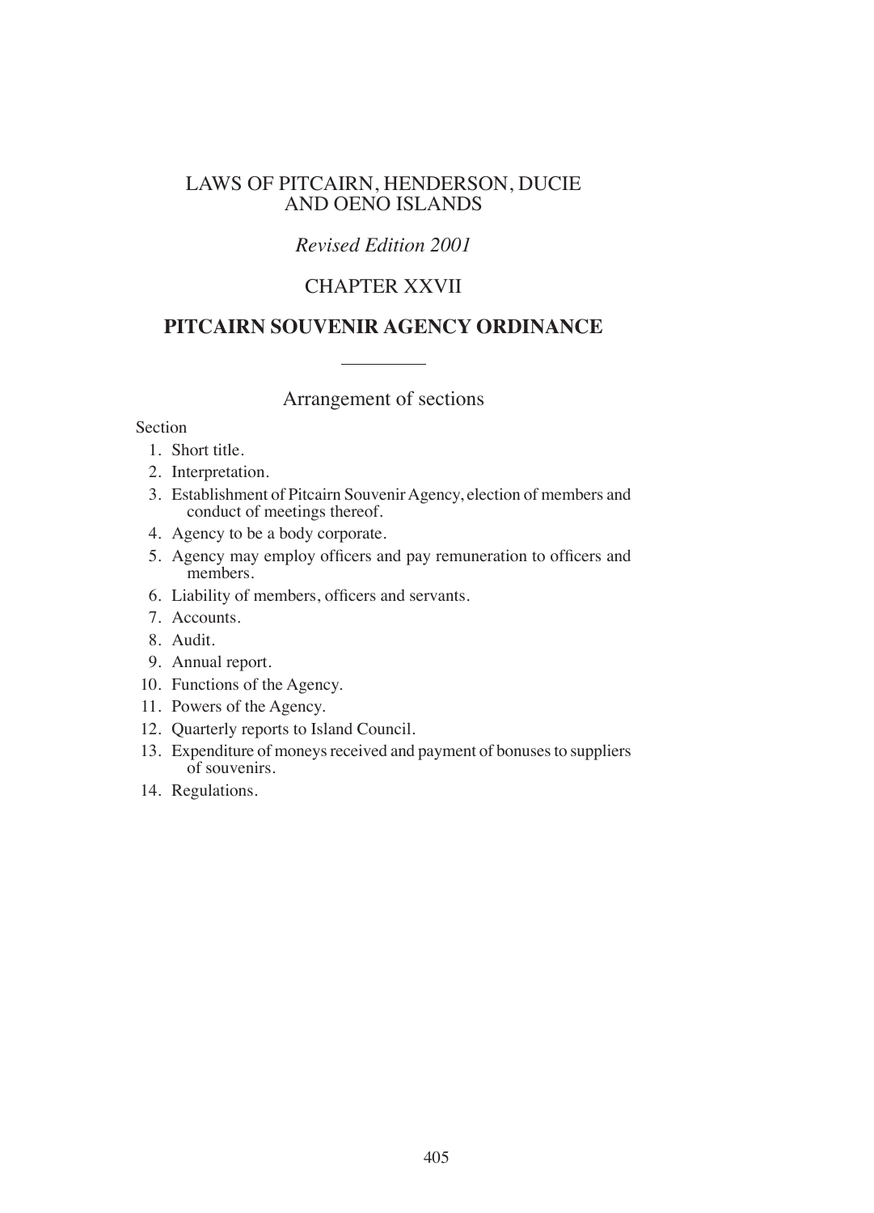# LAWS OF PITCAIRN, HENDERSON, DUCIE AND OENO ISLANDS

*Revised Edition 2001*

## CHAPTER XXVII

## PITCAIRN SOUVENIR AGENCY ORDINANCE

---

### Arrangement of sections

Section

1. Short title.
2. Interpretation.
3. Establishment of Pitcairn Souvenir Agency, election of members and conduct of meetings thereof.
4. Agency to be a body corporate.
5. Agency may employ officers and pay remuneration to officers and members.
6. Liability of members, officers and servants.
7. Accounts.
8. Audit.
9. Annual report.
10. Functions of the Agency.
11. Powers of the Agency.
12. Quarterly reports to Island Council.
13. Expenditure of moneys received and payment of bonuses to suppliers of souvenirs.
14. Regulations.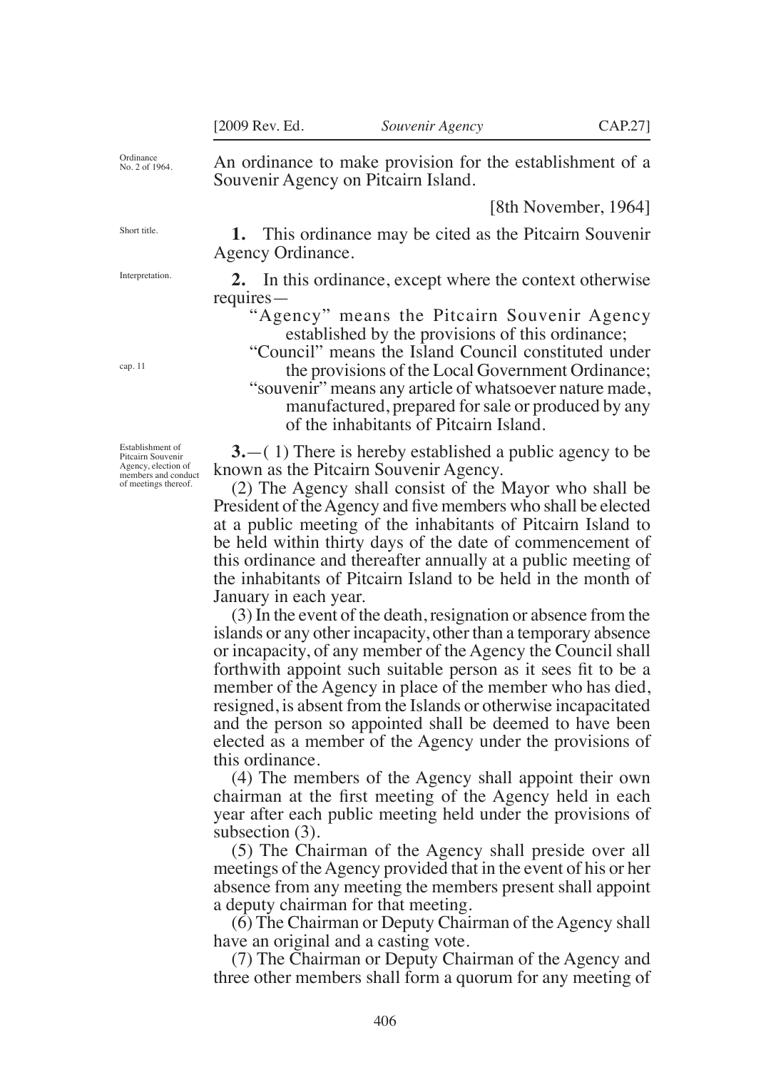Ordinance No. 2 of 1964.

An ordinance to make provision for the establishment of a Souvenir Agency on Pitcairn Island.

[8th November, 1964]

Short title.

**1.** This ordinance may be cited as the Pitcairn Souvenir Agency Ordinance.

Interpretation.

**2.** In this ordinance, except where the context otherwise requires—

"Agency" means the Pitcairn Souvenir Agency established by the provisions of this ordinance;

"Council" means the Island Council constituted under the provisions of the Local Government Ordinance; (cap. 11)

"souvenir" means any article of whatsoever nature made, manufactured, prepared for sale or produced by any of the inhabitants of Pitcairn Island.

Establishment of Pitcairn Souvenir Agency, election of members and conduct of meetings thereof.

**3.**—( 1) There is hereby established a public agency to be known as the Pitcairn Souvenir Agency.

(2) The Agency shall consist of the Mayor who shall be President of the Agency and five members who shall be elected at a public meeting of the inhabitants of Pitcairn Island to be held within thirty days of the date of commencement of this ordinance and thereafter annually at a public meeting of the inhabitants of Pitcairn Island to be held in the month of January in each year.

(3) In the event of the death, resignation or absence from the islands or any other incapacity, other than a temporary absence or incapacity, of any member of the Agency the Council shall forthwith appoint such suitable person as it sees fit to be a member of the Agency in place of the member who has died, resigned, is absent from the Islands or otherwise incapacitated and the person so appointed shall be deemed to have been elected as a member of the Agency under the provisions of this ordinance.

(4) The members of the Agency shall appoint their own chairman at the first meeting of the Agency held in each year after each public meeting held under the provisions of subsection (3).

(5) The Chairman of the Agency shall preside over all meetings of the Agency provided that in the event of his or her absence from any meeting the members present shall appoint a deputy chairman for that meeting.

(6) The Chairman or Deputy Chairman of the Agency shall have an original and a casting vote.

(7) The Chairman or Deputy Chairman of the Agency and three other members shall form a quorum for any meeting of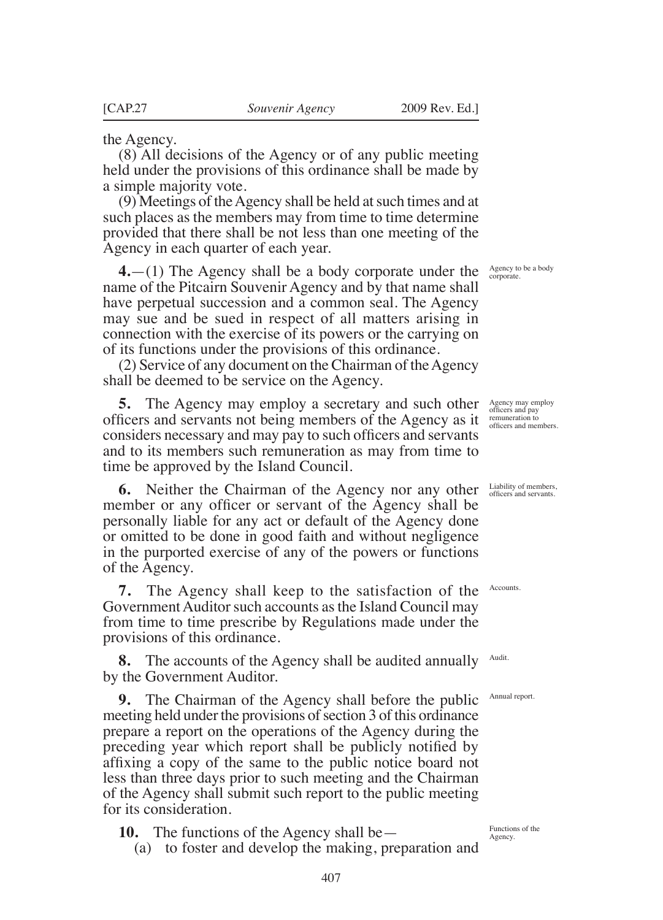the Agency.

(8) All decisions of the Agency or of any public meeting held under the provisions of this ordinance shall be made by a simple majority vote.

(9) Meetings of the Agency shall be held at such times and at such places as the members may from time to time determine provided that there shall be not less than one meeting of the Agency in each quarter of each year.

*Agency to be a body corporate.*

**4.**—(1) The Agency shall be a body corporate under the name of the Pitcairn Souvenir Agency and by that name shall have perpetual succession and a common seal. The Agency may sue and be sued in respect of all matters arising in connection with the exercise of its powers or the carrying on of its functions under the provisions of this ordinance.

(2) Service of any document on the Chairman of the Agency shall be deemed to be service on the Agency.

*Agency may employ officers and pay remuneration to officers and members.*

**5.** The Agency may employ a secretary and such other officers and servants not being members of the Agency as it considers necessary and may pay to such officers and servants and to its members such remuneration as may from time to time be approved by the Island Council.

*Liability of members, officers and servants.*

**6.** Neither the Chairman of the Agency nor any other member or any officer or servant of the Agency shall be personally liable for any act or default of the Agency done or omitted to be done in good faith and without negligence in the purported exercise of any of the powers or functions of the Agency.

*Accounts.*

**7.** The Agency shall keep to the satisfaction of the Government Auditor such accounts as the Island Council may from time to time prescribe by Regulations made under the provisions of this ordinance.

*Audit.*

**8.** The accounts of the Agency shall be audited annually by the Government Auditor.

*Annual report.*

**9.** The Chairman of the Agency shall before the public meeting held under the provisions of section 3 of this ordinance prepare a report on the operations of the Agency during the preceding year which report shall be publicly notified by affixing a copy of the same to the public notice board not less than three days prior to such meeting and the Chairman of the Agency shall submit such report to the public meeting for its consideration.

*Functions of the Agency.*

**10.** The functions of the Agency shall be—

(a) to foster and develop the making, preparation and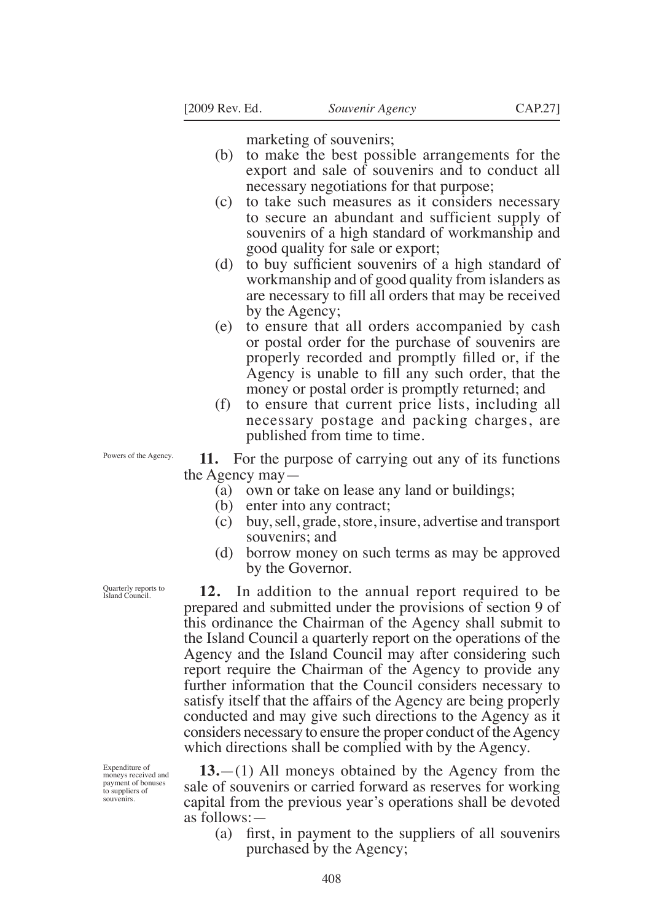marketing of souvenirs;

(b) to make the best possible arrangements for the export and sale of souvenirs and to conduct all necessary negotiations for that purpose;

(c) to take such measures as it considers necessary to secure an abundant and sufficient supply of souvenirs of a high standard of workmanship and good quality for sale or export;

(d) to buy sufficient souvenirs of a high standard of workmanship and of good quality from islanders as are necessary to fill all orders that may be received by the Agency;

(e) to ensure that all orders accompanied by cash or postal order for the purchase of souvenirs are properly recorded and promptly filled or, if the Agency is unable to fill any such order, that the money or postal order is promptly returned; and

(f) to ensure that current price lists, including all necessary postage and packing charges, are published from time to time.

Powers of the Agency.

**11.** For the purpose of carrying out any of its functions the Agency may—

(a) own or take on lease any land or buildings;

(b) enter into any contract;

(c) buy, sell, grade, store, insure, advertise and transport souvenirs; and

(d) borrow money on such terms as may be approved by the Governor.

Quarterly reports to Island Council.

**12.** In addition to the annual report required to be prepared and submitted under the provisions of section 9 of this ordinance the Chairman of the Agency shall submit to the Island Council a quarterly report on the operations of the Agency and the Island Council may after considering such report require the Chairman of the Agency to provide any further information that the Council considers necessary to satisfy itself that the affairs of the Agency are being properly conducted and may give such directions to the Agency as it considers necessary to ensure the proper conduct of the Agency which directions shall be complied with by the Agency.

Expenditure of moneys received and payment of bonuses to suppliers of souvenirs.

**13.**—(1) All moneys obtained by the Agency from the sale of souvenirs or carried forward as reserves for working capital from the previous year's operations shall be devoted as follows:—

(a) first, in payment to the suppliers of all souvenirs purchased by the Agency;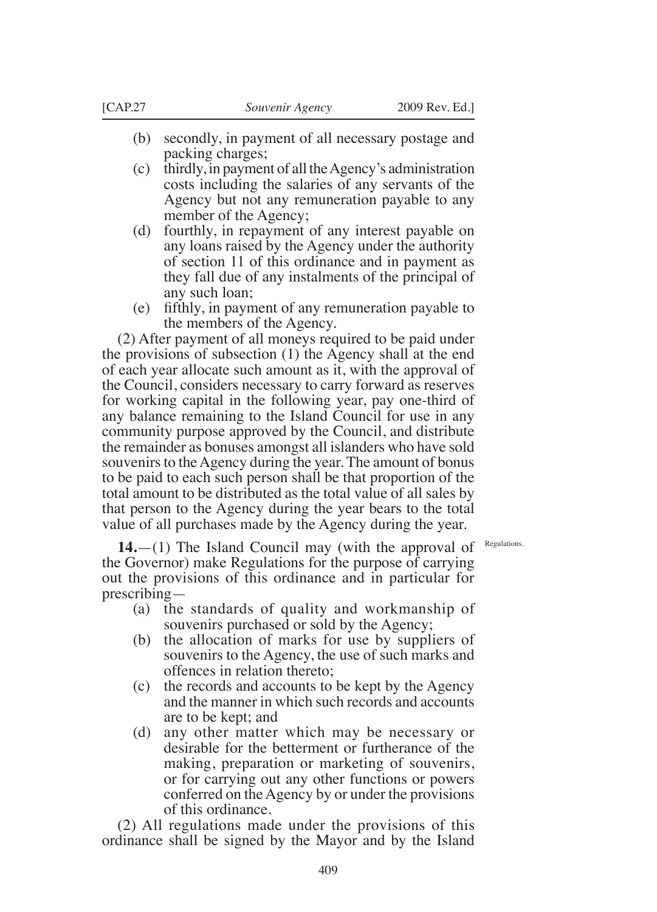(b) secondly, in payment of all necessary postage and packing charges;

(c) thirdly, in payment of all the Agency's administration costs including the salaries of any servants of the Agency but not any remuneration payable to any member of the Agency;

(d) fourthly, in repayment of any interest payable on any loans raised by the Agency under the authority of section 11 of this ordinance and in payment as they fall due of any instalments of the principal of any such loan;

(e) fifthly, in payment of any remuneration payable to the members of the Agency.

(2) After payment of all moneys required to be paid under the provisions of subsection (1) the Agency shall at the end of each year allocate such amount as it, with the approval of the Council, considers necessary to carry forward as reserves for working capital in the following year, pay one-third of any balance remaining to the Island Council for use in any community purpose approved by the Council, and distribute the remainder as bonuses amongst all islanders who have sold souvenirs to the Agency during the year. The amount of bonus to be paid to each such person shall be that proportion of the total amount to be distributed as the total value of all sales by that person to the Agency during the year bears to the total value of all purchases made by the Agency during the year.

Regulations.

**14.**—(1) The Island Council may (with the approval of the Governor) make Regulations for the purpose of carrying out the provisions of this ordinance and in particular for prescribing—

(a) the standards of quality and workmanship of souvenirs purchased or sold by the Agency;

(b) the allocation of marks for use by suppliers of souvenirs to the Agency, the use of such marks and offences in relation thereto;

(c) the records and accounts to be kept by the Agency and the manner in which such records and accounts are to be kept; and

(d) any other matter which may be necessary or desirable for the betterment or furtherance of the making, preparation or marketing of souvenirs, or for carrying out any other functions or powers conferred on the Agency by or under the provisions of this ordinance.

(2) All regulations made under the provisions of this ordinance shall be signed by the Mayor and by the Island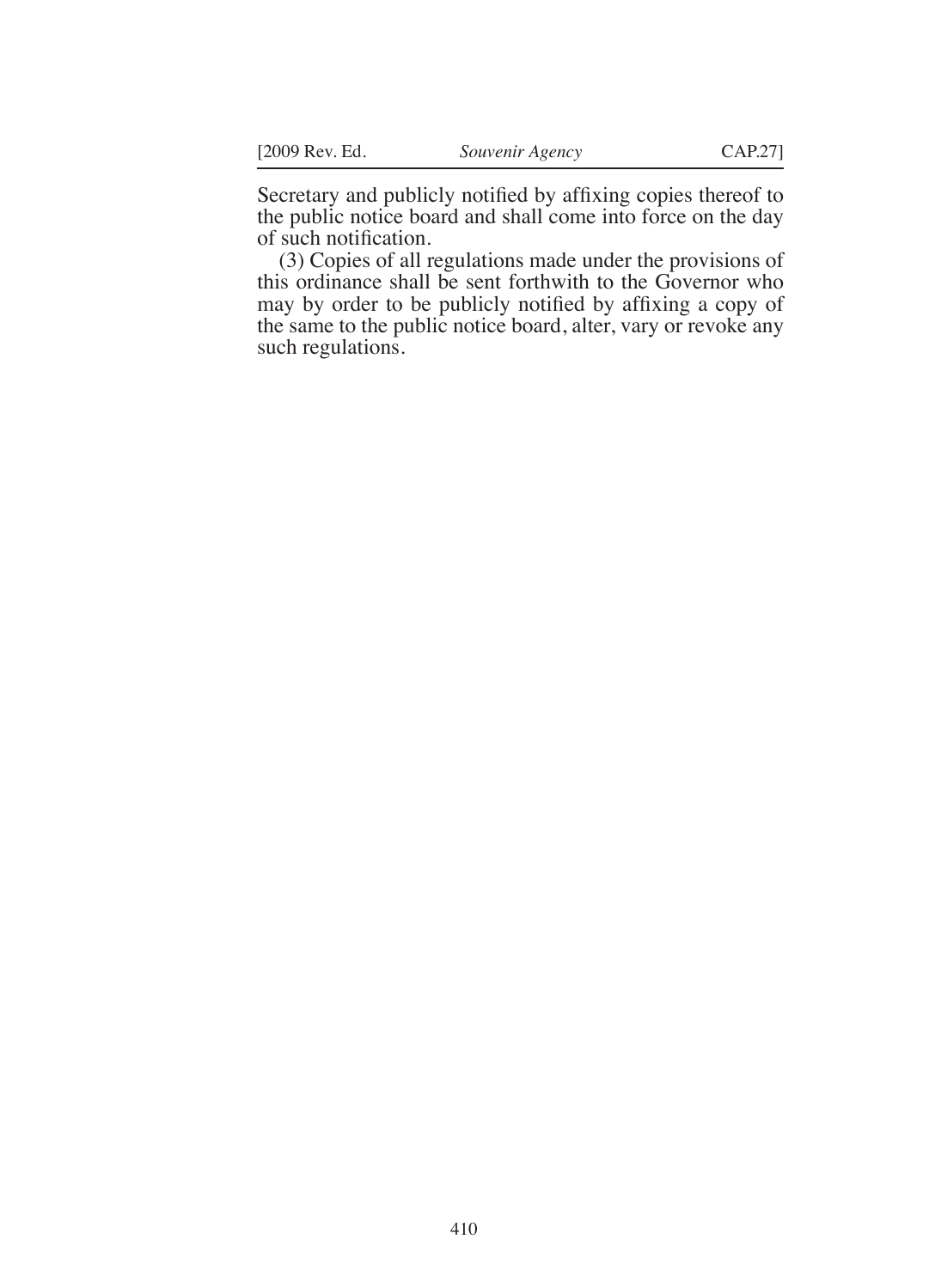Secretary and publicly notified by affixing copies thereof to the public notice board and shall come into force on the day of such notification.

(3) Copies of all regulations made under the provisions of this ordinance shall be sent forthwith to the Governor who may by order to be publicly notified by affixing a copy of the same to the public notice board, alter, vary or revoke any such regulations.